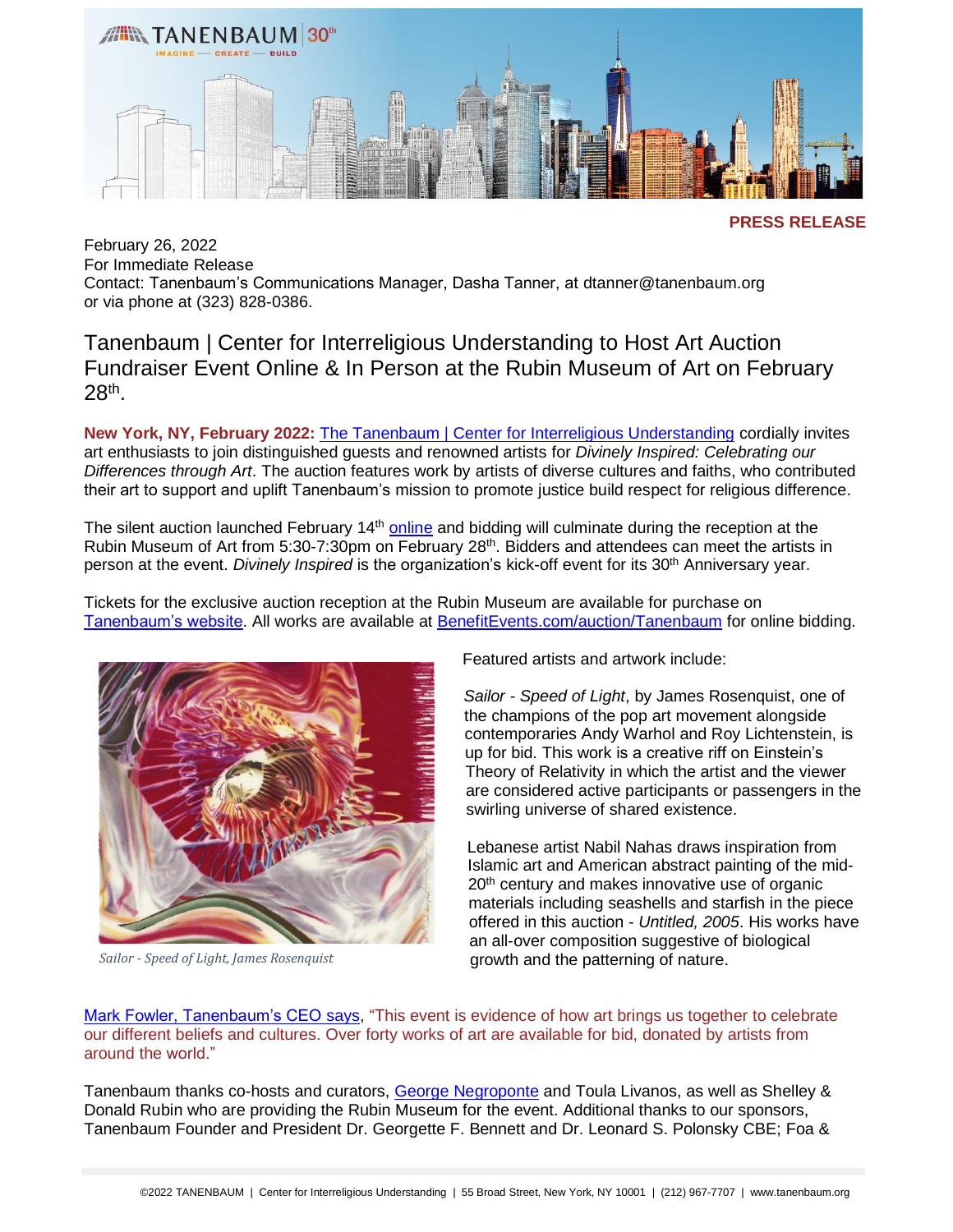**PRESS RELEASE**

February 26, 2022
For Immediate Release
Contact: Tanenbaum's Communications Manager, Dasha Tanner, at dtanner@tanenbaum.org or via phone at (323) 828-0386.

# Tanenbaum | Center for Interreligious Understanding to Host Art Auction Fundraiser Event Online & In Person at the Rubin Museum of Art on February 28th.

**New York, NY, February 2022:** The Tanenbaum | Center for Interreligious Understanding cordially invites art enthusiasts to join distinguished guests and renowned artists for *Divinely Inspired: Celebrating our Differences through Art*. The auction features work by artists of diverse cultures and faiths, who contributed their art to support and uplift Tanenbaum's mission to promote justice build respect for religious difference.

The silent auction launched February 14th online and bidding will culminate during the reception at the Rubin Museum of Art from 5:30-7:30pm on February 28th. Bidders and attendees can meet the artists in person at the event. *Divinely Inspired* is the organization's kick-off event for its 30th Anniversary year.

Tickets for the exclusive auction reception at the Rubin Museum are available for purchase on Tanenbaum's website. All works are available at BenefitEvents.com/auction/Tanenbaum for online bidding.

*Sailor - Speed of Light, James Rosenquist*

Featured artists and artwork include:

*Sailor - Speed of Light*, by James Rosenquist, one of the champions of the pop art movement alongside contemporaries Andy Warhol and Roy Lichtenstein, is up for bid. This work is a creative riff on Einstein's Theory of Relativity in which the artist and the viewer are considered active participants or passengers in the swirling universe of shared existence.

Lebanese artist Nabil Nahas draws inspiration from Islamic art and American abstract painting of the mid-20th century and makes innovative use of organic materials including seashells and starfish in the piece offered in this auction - *Untitled, 2005*. His works have an all-over composition suggestive of biological growth and the patterning of nature.

Mark Fowler, Tanenbaum's CEO says, "This event is evidence of how art brings us together to celebrate our different beliefs and cultures. Over forty works of art are available for bid, donated by artists from around the world."

Tanenbaum thanks co-hosts and curators, George Negroponte and Toula Livanos, as well as Shelley & Donald Rubin who are providing the Rubin Museum for the event. Additional thanks to our sponsors, Tanenbaum Founder and President Dr. Georgette F. Bennett and Dr. Leonard S. Polonsky CBE; Foa &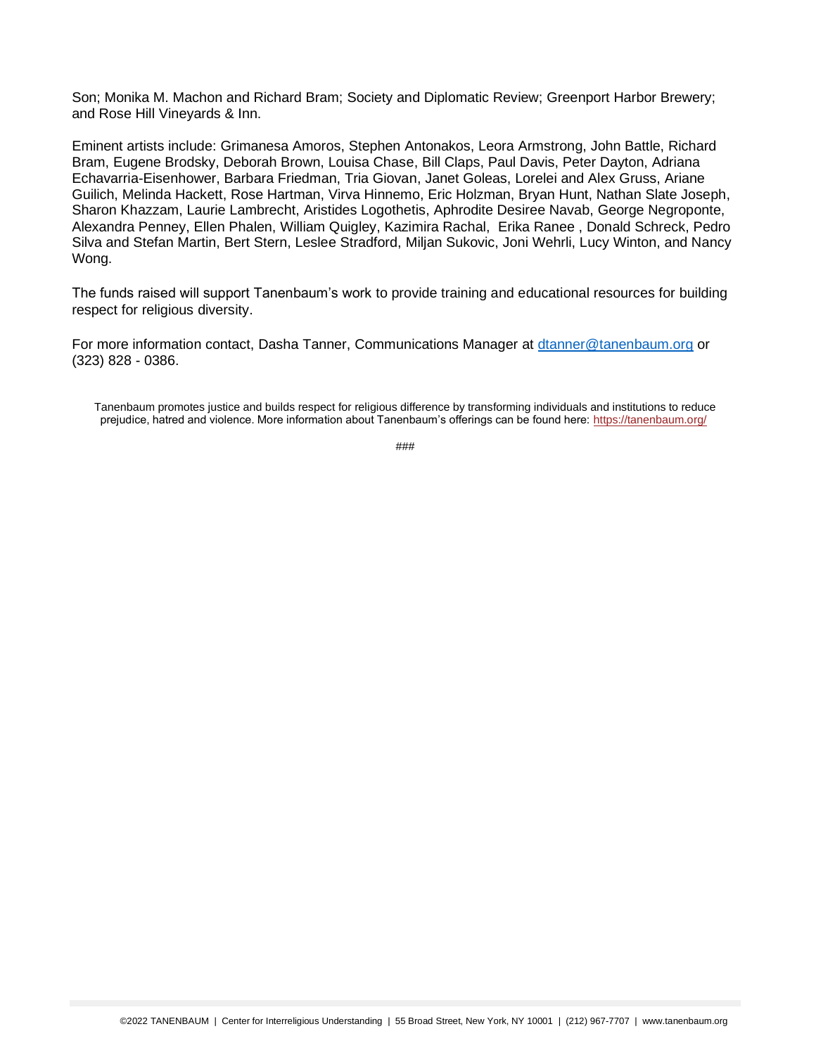Son; Monika M. Machon and Richard Bram; Society and Diplomatic Review; Greenport Harbor Brewery; and Rose Hill Vineyards & Inn.

Eminent artists include: Grimanesa Amoros, Stephen Antonakos, Leora Armstrong, John Battle, Richard Bram, Eugene Brodsky, Deborah Brown, Louisa Chase, Bill Claps, Paul Davis, Peter Dayton, Adriana Echavarria-Eisenhower, Barbara Friedman, Tria Giovan, Janet Goleas, Lorelei and Alex Gruss, Ariane Guilich, Melinda Hackett, Rose Hartman, Virva Hinnemo, Eric Holzman, Bryan Hunt, Nathan Slate Joseph, Sharon Khazzam, Laurie Lambrecht, Aristides Logothetis, Aphrodite Desiree Navab, George Negroponte, Alexandra Penney, Ellen Phalen, William Quigley, Kazimira Rachal, Erika Ranee , Donald Schreck, Pedro Silva and Stefan Martin, Bert Stern, Leslee Stradford, Miljan Sukovic, Joni Wehrli, Lucy Winton, and Nancy Wong.

The funds raised will support Tanenbaum's work to provide training and educational resources for building respect for religious diversity.

For more information contact, Dasha Tanner, Communications Manager at dtanner@tanenbaum.org or (323) 828 - 0386.

Tanenbaum promotes justice and builds respect for religious difference by transforming individuals and institutions to reduce prejudice, hatred and violence. More information about Tanenbaum's offerings can be found here: https://tanenbaum.org/

###

©2022 TANENBAUM | Center for Interreligious Understanding | 55 Broad Street, New York, NY 10001 | (212) 967-7707 | www.tanenbaum.org